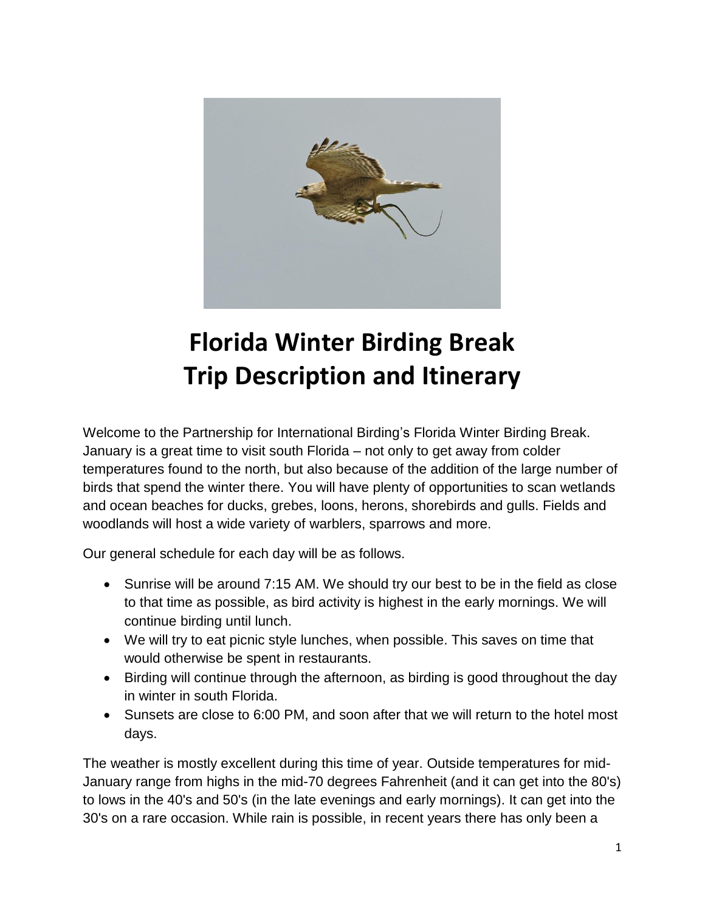# Florida Winter Birding Break
# Trip Description and Itinerary

Welcome to the Partnership for International Birding's Florida Winter Birding Break. January is a great time to visit south Florida – not only to get away from colder temperatures found to the north, but also because of the addition of the large number of birds that spend the winter there. You will have plenty of opportunities to scan wetlands and ocean beaches for ducks, grebes, loons, herons, shorebirds and gulls. Fields and woodlands will host a wide variety of warblers, sparrows and more.

Our general schedule for each day will be as follows.

- Sunrise will be around 7:15 AM. We should try our best to be in the field as close to that time as possible, as bird activity is highest in the early mornings. We will continue birding until lunch.
- We will try to eat picnic style lunches, when possible. This saves on time that would otherwise be spent in restaurants.
- Birding will continue through the afternoon, as birding is good throughout the day in winter in south Florida.
- Sunsets are close to 6:00 PM, and soon after that we will return to the hotel most days.

The weather is mostly excellent during this time of year. Outside temperatures for mid-January range from highs in the mid-70 degrees Fahrenheit (and it can get into the 80's) to lows in the 40's and 50's (in the late evenings and early mornings). It can get into the 30's on a rare occasion. While rain is possible, in recent years there has only been a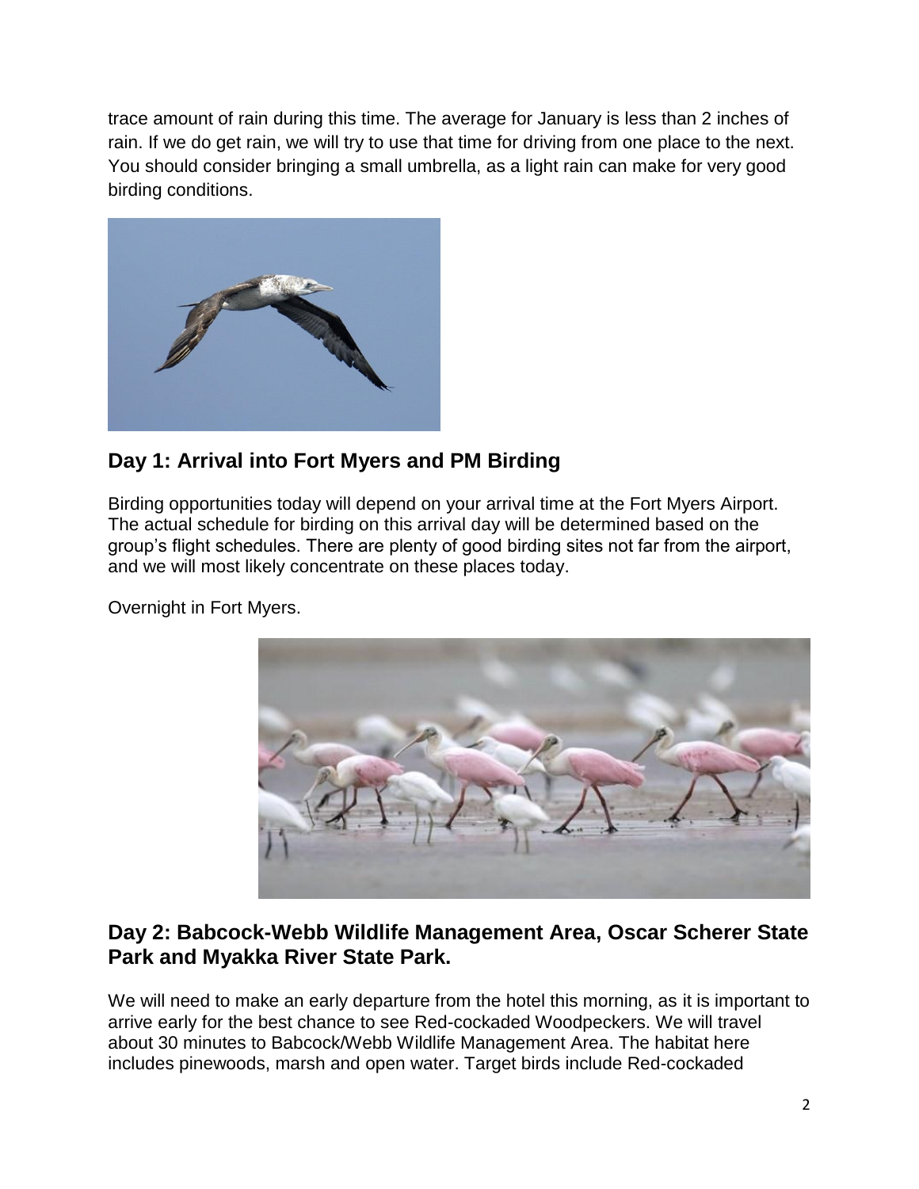trace amount of rain during this time. The average for January is less than 2 inches of rain. If we do get rain, we will try to use that time for driving from one place to the next. You should consider bringing a small umbrella, as a light rain can make for very good birding conditions.

## Day 1: Arrival into Fort Myers and PM Birding

Birding opportunities today will depend on your arrival time at the Fort Myers Airport. The actual schedule for birding on this arrival day will be determined based on the group's flight schedules. There are plenty of good birding sites not far from the airport, and we will most likely concentrate on these places today.

Overnight in Fort Myers.

## Day 2: Babcock-Webb Wildlife Management Area, Oscar Scherer State Park and Myakka River State Park.

We will need to make an early departure from the hotel this morning, as it is important to arrive early for the best chance to see Red-cockaded Woodpeckers. We will travel about 30 minutes to Babcock/Webb Wildlife Management Area. The habitat here includes pinewoods, marsh and open water. Target birds include Red-cockaded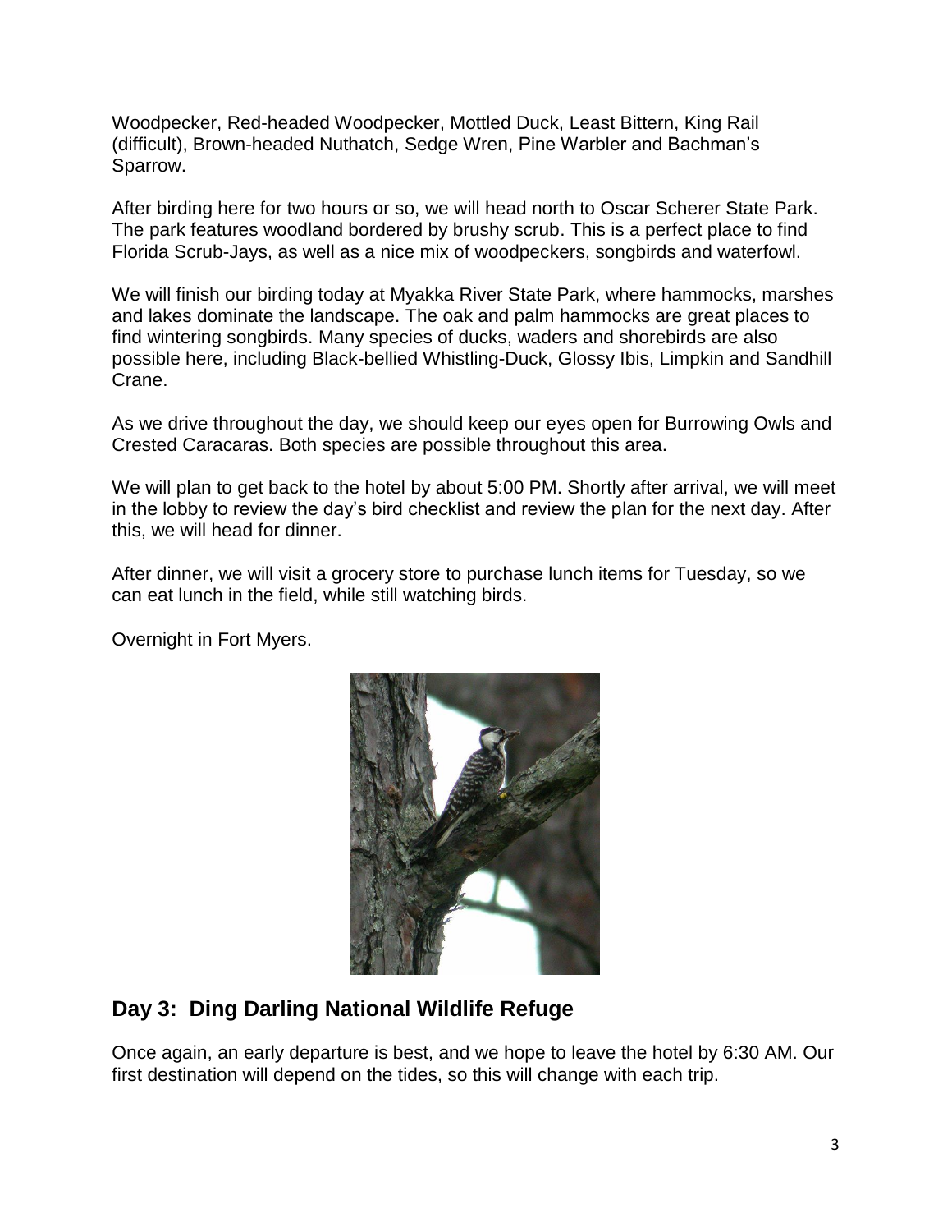Woodpecker, Red-headed Woodpecker, Mottled Duck, Least Bittern, King Rail (difficult), Brown-headed Nuthatch, Sedge Wren, Pine Warbler and Bachman's Sparrow.

After birding here for two hours or so, we will head north to Oscar Scherer State Park. The park features woodland bordered by brushy scrub. This is a perfect place to find Florida Scrub-Jays, as well as a nice mix of woodpeckers, songbirds and waterfowl.

We will finish our birding today at Myakka River State Park, where hammocks, marshes and lakes dominate the landscape. The oak and palm hammocks are great places to find wintering songbirds. Many species of ducks, waders and shorebirds are also possible here, including Black-bellied Whistling-Duck, Glossy Ibis, Limpkin and Sandhill Crane.

As we drive throughout the day, we should keep our eyes open for Burrowing Owls and Crested Caracaras. Both species are possible throughout this area.

We will plan to get back to the hotel by about 5:00 PM. Shortly after arrival, we will meet in the lobby to review the day's bird checklist and review the plan for the next day. After this, we will head for dinner.

After dinner, we will visit a grocery store to purchase lunch items for Tuesday, so we can eat lunch in the field, while still watching birds.

Overnight in Fort Myers.

## Day 3: Ding Darling National Wildlife Refuge

Once again, an early departure is best, and we hope to leave the hotel by 6:30 AM. Our first destination will depend on the tides, so this will change with each trip.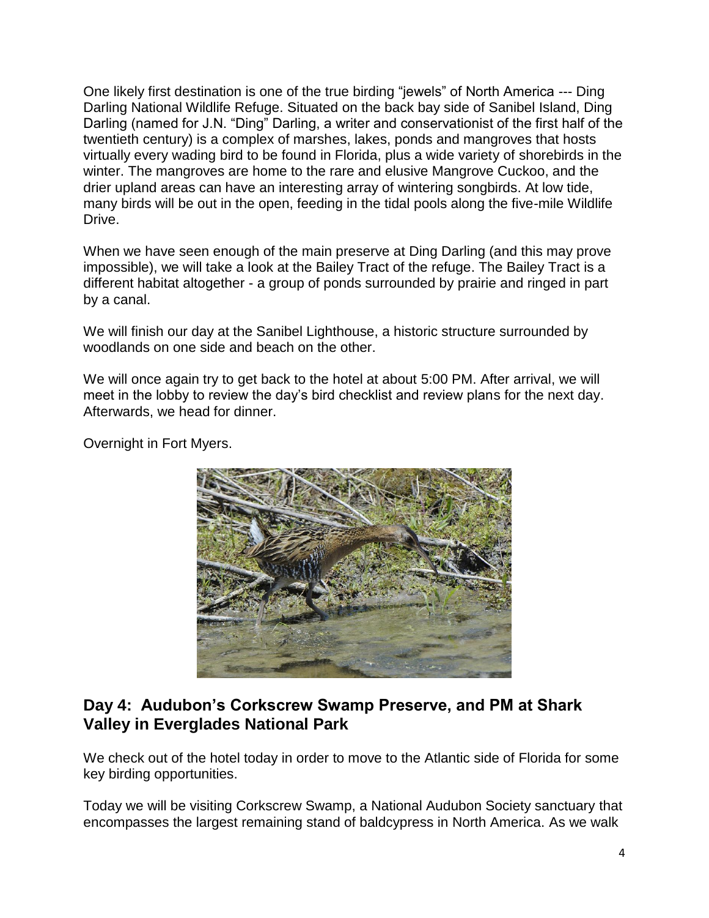One likely first destination is one of the true birding "jewels" of North America --- Ding Darling National Wildlife Refuge. Situated on the back bay side of Sanibel Island, Ding Darling (named for J.N. "Ding" Darling, a writer and conservationist of the first half of the twentieth century) is a complex of marshes, lakes, ponds and mangroves that hosts virtually every wading bird to be found in Florida, plus a wide variety of shorebirds in the winter. The mangroves are home to the rare and elusive Mangrove Cuckoo, and the drier upland areas can have an interesting array of wintering songbirds. At low tide, many birds will be out in the open, feeding in the tidal pools along the five-mile Wildlife Drive.

When we have seen enough of the main preserve at Ding Darling (and this may prove impossible), we will take a look at the Bailey Tract of the refuge. The Bailey Tract is a different habitat altogether - a group of ponds surrounded by prairie and ringed in part by a canal.

We will finish our day at the Sanibel Lighthouse, a historic structure surrounded by woodlands on one side and beach on the other.

We will once again try to get back to the hotel at about 5:00 PM. After arrival, we will meet in the lobby to review the day's bird checklist and review plans for the next day. Afterwards, we head for dinner.

Overnight in Fort Myers.

## Day 4: Audubon's Corkscrew Swamp Preserve, and PM at Shark Valley in Everglades National Park

We check out of the hotel today in order to move to the Atlantic side of Florida for some key birding opportunities.

Today we will be visiting Corkscrew Swamp, a National Audubon Society sanctuary that encompasses the largest remaining stand of baldcypress in North America. As we walk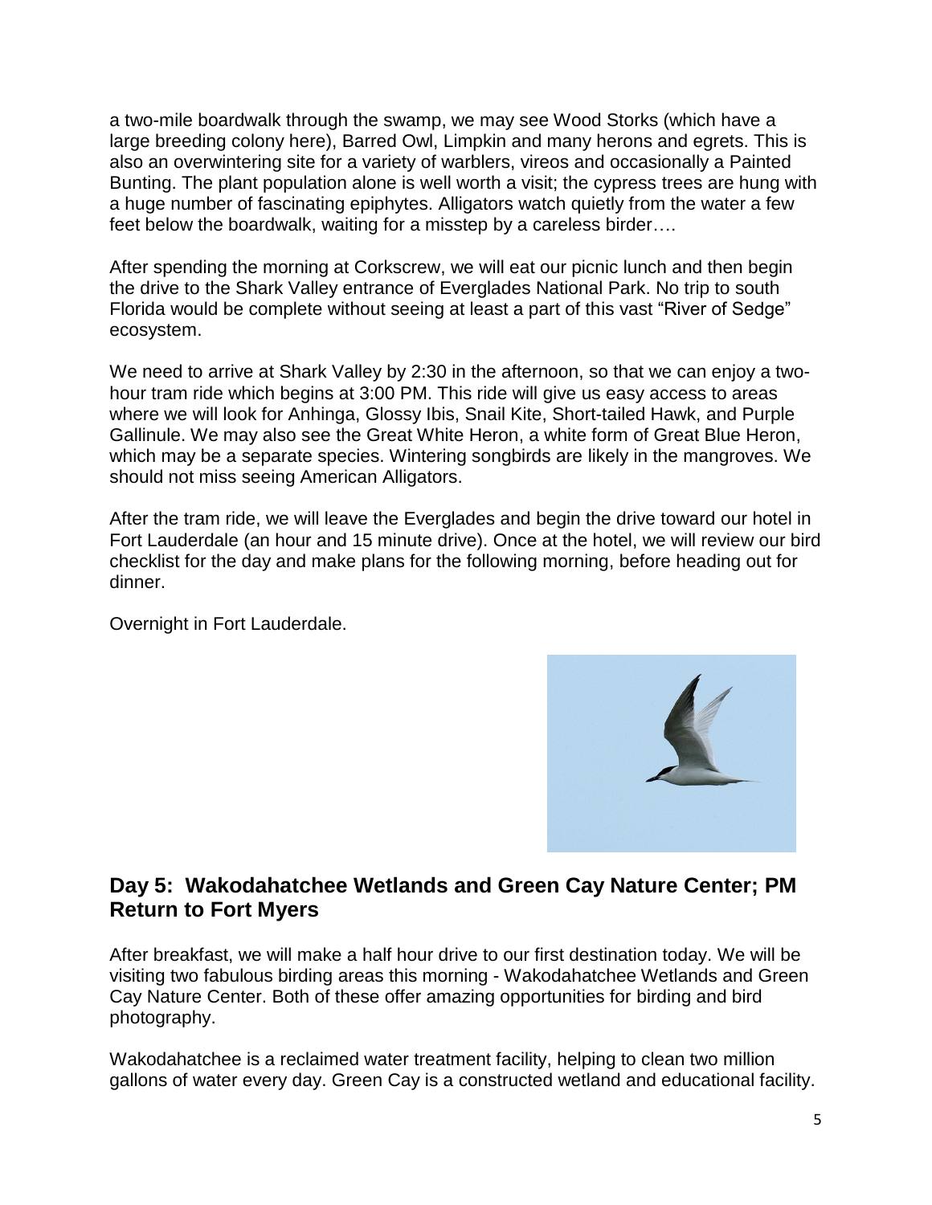a two-mile boardwalk through the swamp, we may see Wood Storks (which have a large breeding colony here), Barred Owl, Limpkin and many herons and egrets. This is also an overwintering site for a variety of warblers, vireos and occasionally a Painted Bunting. The plant population alone is well worth a visit; the cypress trees are hung with a huge number of fascinating epiphytes. Alligators watch quietly from the water a few feet below the boardwalk, waiting for a misstep by a careless birder….

After spending the morning at Corkscrew, we will eat our picnic lunch and then begin the drive to the Shark Valley entrance of Everglades National Park. No trip to south Florida would be complete without seeing at least a part of this vast "River of Sedge" ecosystem.

We need to arrive at Shark Valley by 2:30 in the afternoon, so that we can enjoy a two-hour tram ride which begins at 3:00 PM. This ride will give us easy access to areas where we will look for Anhinga, Glossy Ibis, Snail Kite, Short-tailed Hawk, and Purple Gallinule. We may also see the Great White Heron, a white form of Great Blue Heron, which may be a separate species. Wintering songbirds are likely in the mangroves. We should not miss seeing American Alligators.

After the tram ride, we will leave the Everglades and begin the drive toward our hotel in Fort Lauderdale (an hour and 15 minute drive). Once at the hotel, we will review our bird checklist for the day and make plans for the following morning, before heading out for dinner.

Overnight in Fort Lauderdale.

## Day 5: Wakodahatchee Wetlands and Green Cay Nature Center; PM Return to Fort Myers

After breakfast, we will make a half hour drive to our first destination today. We will be visiting two fabulous birding areas this morning - Wakodahatchee Wetlands and Green Cay Nature Center. Both of these offer amazing opportunities for birding and bird photography.

Wakodahatchee is a reclaimed water treatment facility, helping to clean two million gallons of water every day. Green Cay is a constructed wetland and educational facility.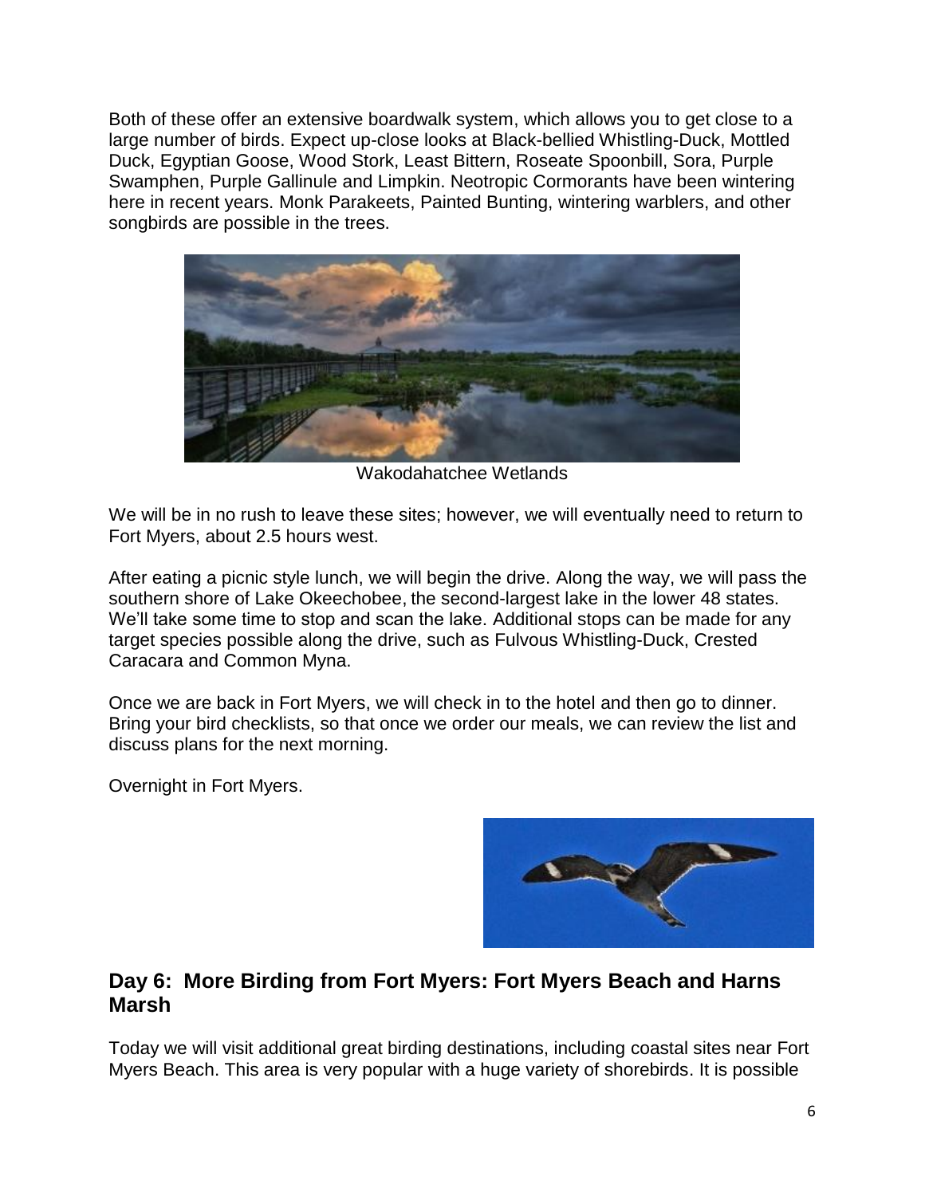Both of these offer an extensive boardwalk system, which allows you to get close to a large number of birds. Expect up-close looks at Black-bellied Whistling-Duck, Mottled Duck, Egyptian Goose, Wood Stork, Least Bittern, Roseate Spoonbill, Sora, Purple Swamphen, Purple Gallinule and Limpkin. Neotropic Cormorants have been wintering here in recent years. Monk Parakeets, Painted Bunting, wintering warblers, and other songbirds are possible in the trees.

Wakodahatchee Wetlands

We will be in no rush to leave these sites; however, we will eventually need to return to Fort Myers, about 2.5 hours west.

After eating a picnic style lunch, we will begin the drive. Along the way, we will pass the southern shore of Lake Okeechobee, the second-largest lake in the lower 48 states. We'll take some time to stop and scan the lake. Additional stops can be made for any target species possible along the drive, such as Fulvous Whistling-Duck, Crested Caracara and Common Myna.

Once we are back in Fort Myers, we will check in to the hotel and then go to dinner. Bring your bird checklists, so that once we order our meals, we can review the list and discuss plans for the next morning.

Overnight in Fort Myers.

## Day 6: More Birding from Fort Myers: Fort Myers Beach and Harns Marsh

Today we will visit additional great birding destinations, including coastal sites near Fort Myers Beach. This area is very popular with a huge variety of shorebirds. It is possible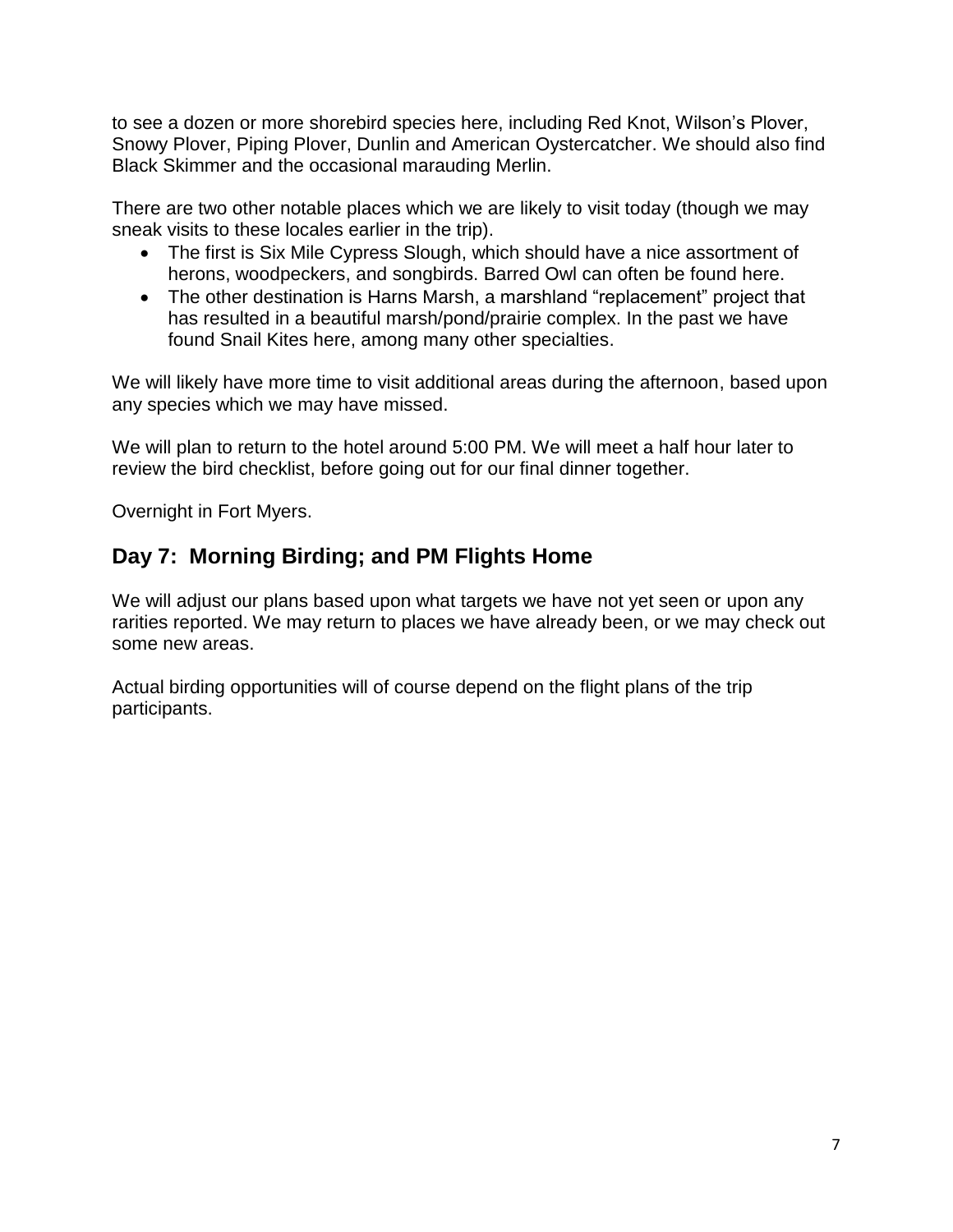to see a dozen or more shorebird species here, including Red Knot, Wilson's Plover, Snowy Plover, Piping Plover, Dunlin and American Oystercatcher. We should also find Black Skimmer and the occasional marauding Merlin.

There are two other notable places which we are likely to visit today (though we may sneak visits to these locales earlier in the trip).

- The first is Six Mile Cypress Slough, which should have a nice assortment of herons, woodpeckers, and songbirds. Barred Owl can often be found here.
- The other destination is Harns Marsh, a marshland "replacement" project that has resulted in a beautiful marsh/pond/prairie complex. In the past we have found Snail Kites here, among many other specialties.

We will likely have more time to visit additional areas during the afternoon, based upon any species which we may have missed.

We will plan to return to the hotel around 5:00 PM. We will meet a half hour later to review the bird checklist, before going out for our final dinner together.

Overnight in Fort Myers.

## Day 7: Morning Birding; and PM Flights Home

We will adjust our plans based upon what targets we have not yet seen or upon any rarities reported. We may return to places we have already been, or we may check out some new areas.

Actual birding opportunities will of course depend on the flight plans of the trip participants.